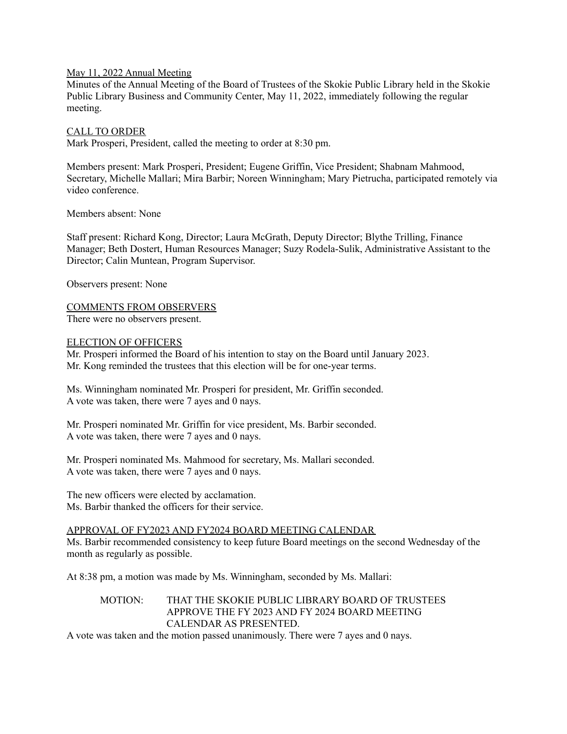May 11, 2022 Annual Meeting

Minutes of the Annual Meeting of the Board of Trustees of the Skokie Public Library held in the Skokie Public Library Business and Community Center, May 11, 2022, immediately following the regular meeting.

## CALL TO ORDER

Mark Prosperi, President, called the meeting to order at 8:30 pm.

Members present: Mark Prosperi, President; Eugene Griffin, Vice President; Shabnam Mahmood, Secretary, Michelle Mallari; Mira Barbir; Noreen Winningham; Mary Pietrucha, participated remotely via video conference.

Members absent: None

Staff present: Richard Kong, Director; Laura McGrath, Deputy Director; Blythe Trilling, Finance Manager; Beth Dostert, Human Resources Manager; Suzy Rodela-Sulik, Administrative Assistant to the Director; Calin Muntean, Program Supervisor.

Observers present: None

## COMMENTS FROM OBSERVERS

There were no observers present.

## ELECTION OF OFFICERS

Mr. Prosperi informed the Board of his intention to stay on the Board until January 2023.
Mr. Kong reminded the trustees that this election will be for one-year terms.

Ms. Winningham nominated Mr. Prosperi for president, Mr. Griffin seconded.
A vote was taken, there were 7 ayes and 0 nays.

Mr. Prosperi nominated Mr. Griffin for vice president, Ms. Barbir seconded.
A vote was taken, there were 7 ayes and 0 nays.

Mr. Prosperi nominated Ms. Mahmood for secretary, Ms. Mallari seconded.
A vote was taken, there were 7 ayes and 0 nays.

The new officers were elected by acclamation.
Ms. Barbir thanked the officers for their service.

## APPROVAL OF FY2023 AND FY2024 BOARD MEETING CALENDAR

Ms. Barbir recommended consistency to keep future Board meetings on the second Wednesday of the month as regularly as possible.

At 8:38 pm, a motion was made by Ms. Winningham, seconded by Ms. Mallari:

> MOTION: THAT THE SKOKIE PUBLIC LIBRARY BOARD OF TRUSTEES APPROVE THE FY 2023 AND FY 2024 BOARD MEETING CALENDAR AS PRESENTED.

A vote was taken and the motion passed unanimously. There were 7 ayes and 0 nays.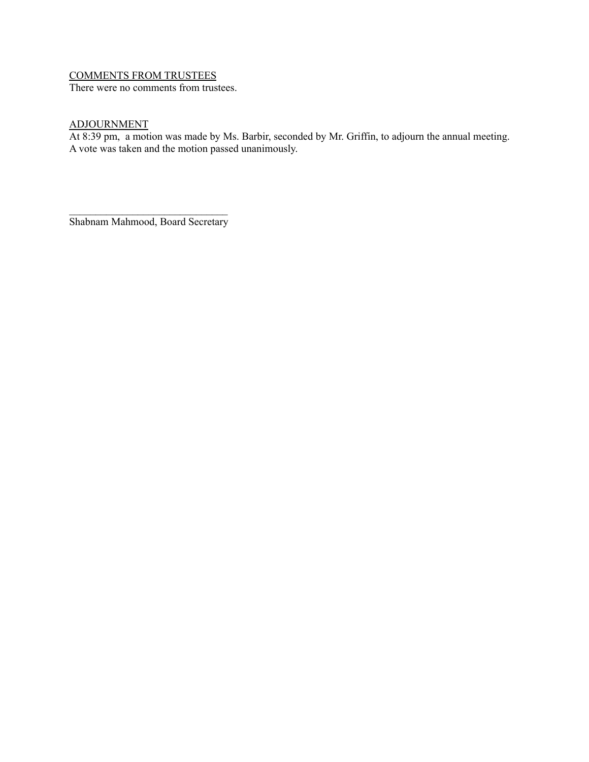COMMENTS FROM TRUSTEES

There were no comments from trustees.

ADJOURNMENT

At 8:39 pm, a motion was made by Ms. Barbir, seconded by Mr. Griffin, to adjourn the annual meeting. A vote was taken and the motion passed unanimously.

______________________________

Shabnam Mahmood, Board Secretary